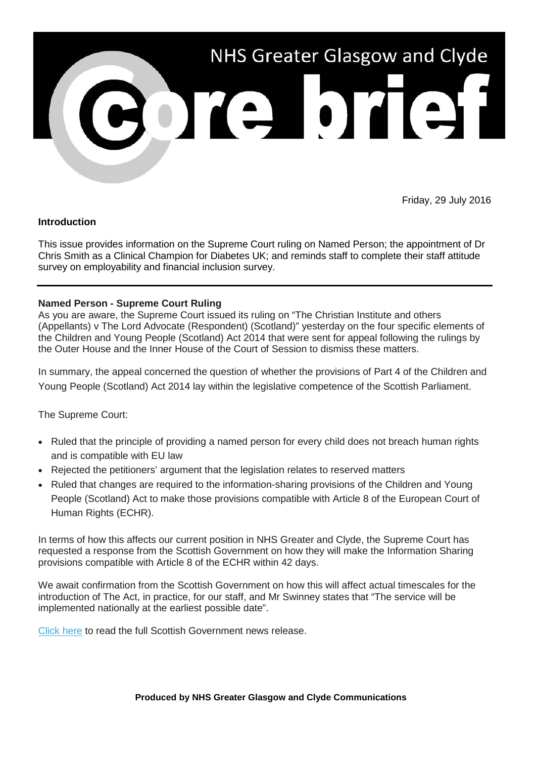# NHS Greater Glasgow and Clyde

# core brief

Friday, 29 July 2016

**Introduction**

This issue provides information on the Supreme Court ruling on Named Person; the appointment of Dr Chris Smith as a Clinical Champion for Diabetes UK; and reminds staff to complete their staff attitude survey on employability and financial inclusion survey.

---

**Named Person - Supreme Court Ruling**

As you are aware, the Supreme Court issued its ruling on "The Christian Institute and others (Appellants) v The Lord Advocate (Respondent) (Scotland)" yesterday on the four specific elements of the Children and Young People (Scotland) Act 2014 that were sent for appeal following the rulings by the Outer House and the Inner House of the Court of Session to dismiss these matters.

In summary, the appeal concerned the question of whether the provisions of Part 4 of the Children and Young People (Scotland) Act 2014 lay within the legislative competence of the Scottish Parliament.

The Supreme Court:

- Ruled that the principle of providing a named person for every child does not breach human rights and is compatible with EU law
- Rejected the petitioners' argument that the legislation relates to reserved matters
- Ruled that changes are required to the information-sharing provisions of the Children and Young People (Scotland) Act to make those provisions compatible with Article 8 of the European Court of Human Rights (ECHR).

In terms of how this affects our current position in NHS Greater and Clyde, the Supreme Court has requested a response from the Scottish Government on how they will make the Information Sharing provisions compatible with Article 8 of the ECHR within 42 days.

We await confirmation from the Scottish Government on how this will affect actual timescales for the introduction of The Act, in practice, for our staff, and Mr Swinney states that "The service will be implemented nationally at the earliest possible date".

Click here to read the full Scottish Government news release.

**Produced by NHS Greater Glasgow and Clyde Communications**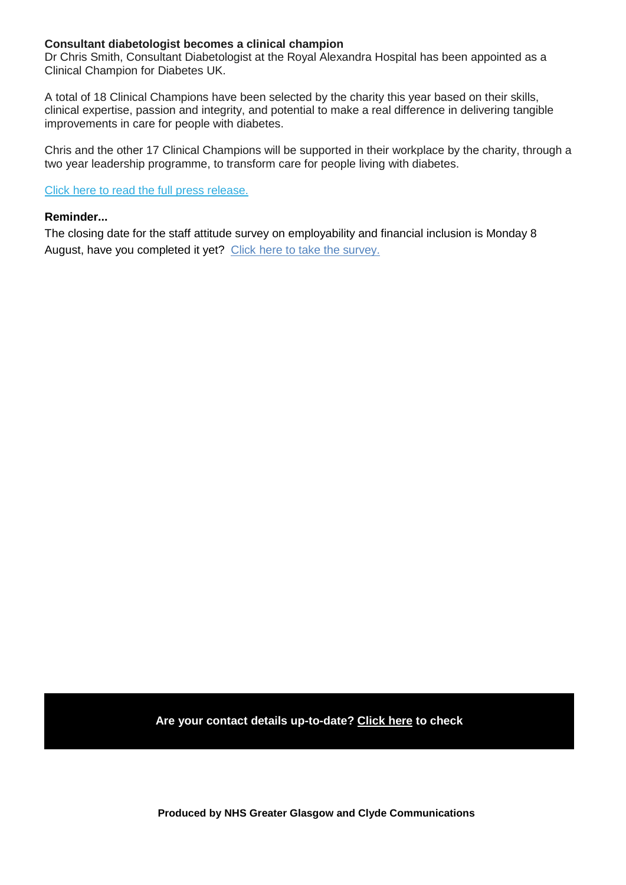**Consultant diabetologist becomes a clinical champion**

Dr Chris Smith, Consultant Diabetologist at the Royal Alexandra Hospital has been appointed as a Clinical Champion for Diabetes UK.

A total of 18 Clinical Champions have been selected by the charity this year based on their skills, clinical expertise, passion and integrity, and potential to make a real difference in delivering tangible improvements in care for people with diabetes.

Chris and the other 17 Clinical Champions will be supported in their workplace by the charity, through a two year leadership programme, to transform care for people living with diabetes.

Click here to read the full press release.

**Reminder...**

The closing date for the staff attitude survey on employability and financial inclusion is Monday 8 August, have you completed it yet? Click here to take the survey.

**Are your contact details up-to-date? Click here to check**

**Produced by NHS Greater Glasgow and Clyde Communications**